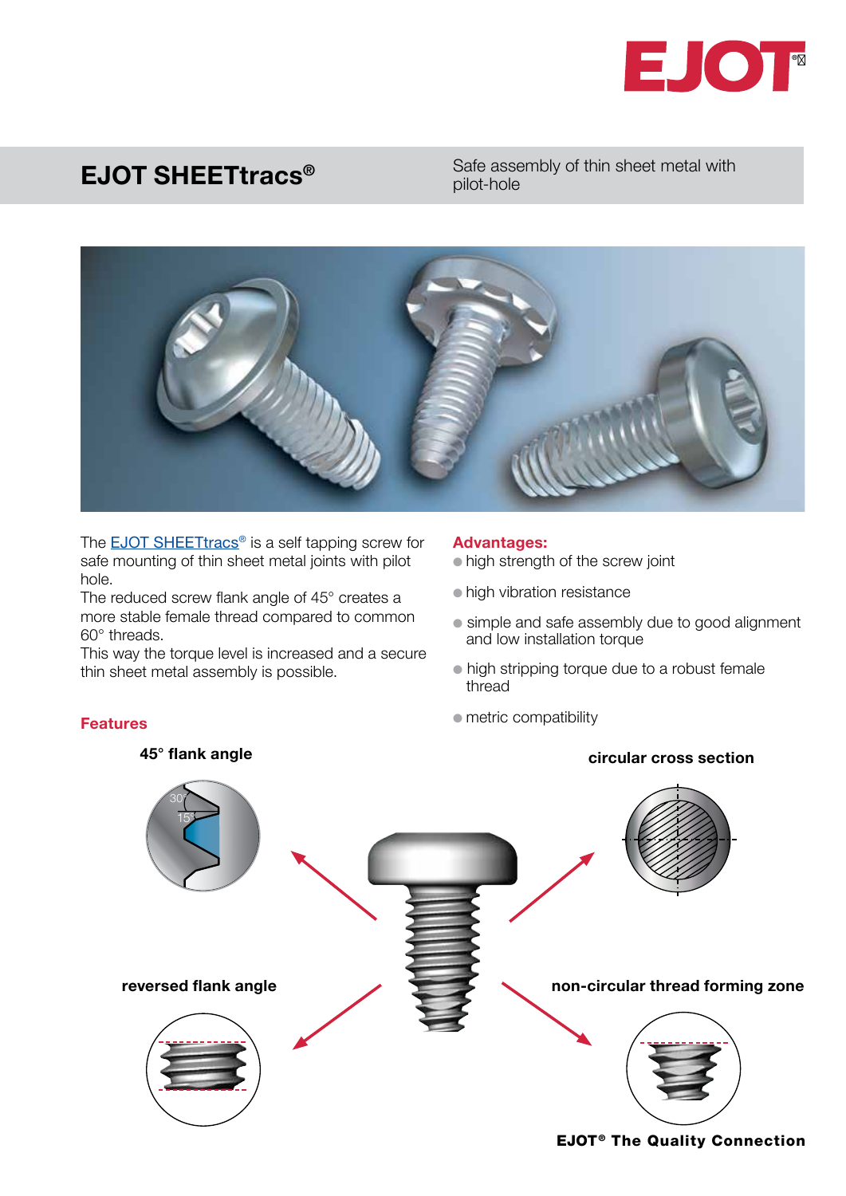# EJOT SHEETtracs®

Safe assembly of thin sheet metal with pilot-hole

The EJOT SHEETtracs® is a self tapping screw for safe mounting of thin sheet metal joints with pilot hole.
The reduced screw flank angle of 45° creates a more stable female thread compared to common 60° threads.
This way the torque level is increased and a secure thin sheet metal assembly is possible.

**Advantages:**

- high strength of the screw joint
- high vibration resistance
- simple and safe assembly due to good alignment and low installation torque
- high stripping torque due to a robust female thread
- metric compatibility

## Features

**45° flank angle**

30°
15°

**circular cross section**

**reversed flank angle**

**non-circular thread forming zone**

**EJOT® The Quality Connection**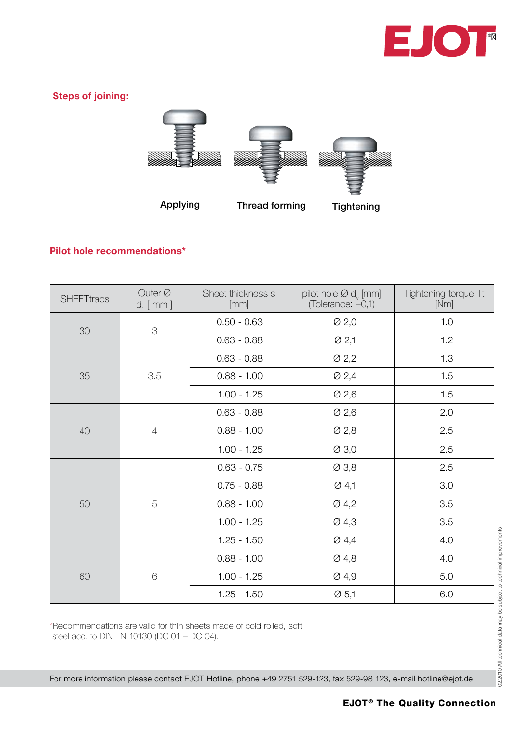## Steps of joining:

Applying

Thread forming

Tightening

## Pilot hole recommendations*

| SHEETtracs | Outer Ø $d_1$ [ mm ] | Sheet thickness s [mm] | pilot hole Ø $d_v$ [mm] (Tolerance: +0,1) | Tightening torque Tt [Nm] |
|---|---|---|---|---|
| 30 | 3 | 0.50 - 0.63 | Ø 2,0 | 1.0 |
| | | 0.63 - 0.88 | Ø 2,1 | 1.2 |
| 35 | 3.5 | 0.63 - 0.88 | Ø 2,2 | 1.3 |
| | | 0.88 - 1.00 | Ø 2,4 | 1.5 |
| | | 1.00 - 1.25 | Ø 2,6 | 1.5 |
| 40 | 4 | 0.63 - 0.88 | Ø 2,6 | 2.0 |
| | | 0.88 - 1.00 | Ø 2,8 | 2.5 |
| | | 1.00 - 1.25 | Ø 3,0 | 2.5 |
| 50 | 5 | 0.63 - 0.75 | Ø 3,8 | 2.5 |
| | | 0.75 - 0.88 | Ø 4,1 | 3.0 |
| | | 0.88 - 1.00 | Ø 4,2 | 3.5 |
| | | 1.00 - 1.25 | Ø 4,3 | 3.5 |
| | | 1.25 - 1.50 | Ø 4,4 | 4.0 |
| 60 | 6 | 0.88 - 1.00 | Ø 4,8 | 4.0 |
| | | 1.00 - 1.25 | Ø 4,9 | 5.0 |
| | | 1.25 - 1.50 | Ø 5,1 | 6.0 |

*Recommendations are valid for thin sheets made of cold rolled, soft steel acc. to DIN EN 10130 (DC 01 – DC 04).

For more information please contact EJOT Hotline, phone +49 2751 529-123, fax 529-98 123, e-mail hotline@ejot.de

02.2010 All technical data may be subject to technical improvements.

**EJOT® The Quality Connection**